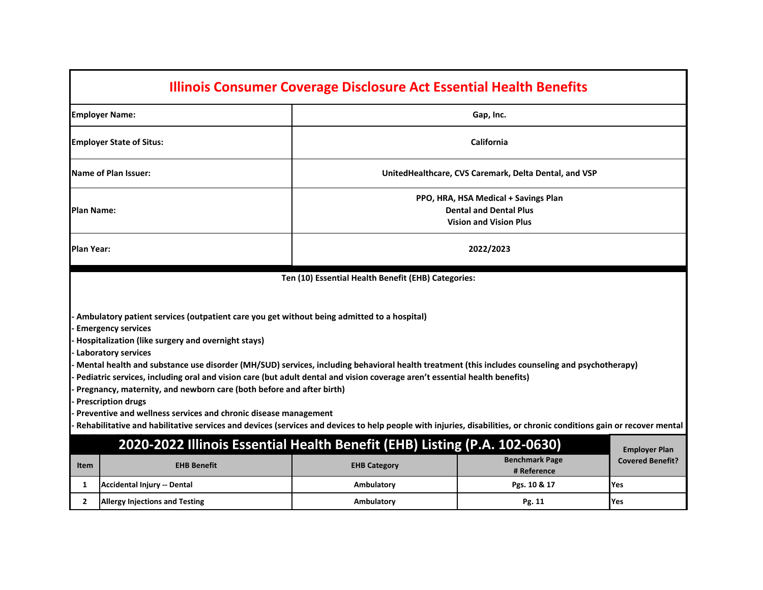# Illinois Consumer Coverage Disclosure Act Essential Health Benefits

| | |
|---|---|
| **Employer Name:** | **Gap, Inc.** |
| **Employer State of Situs:** | **California** |
| **Name of Plan Issuer:** | **UnitedHealthcare, CVS Caremark, Delta Dental, and VSP** |
| **Plan Name:** | **PPO, HRA, HSA Medical + Savings Plan**<br>**Dental and Dental Plus**<br>**Vision and Vision Plus** |
| **Plan Year:** | **2022/2023** |

**Ten (10) Essential Health Benefit (EHB) Categories:**

- **Ambulatory patient services (outpatient care you get without being admitted to a hospital)**
- **Emergency services**
- **Hospitalization (like surgery and overnight stays)**
- **Laboratory services**
- **Mental health and substance use disorder (MH/SUD) services, including behavioral health treatment (this includes counseling and psychotherapy)**
- **Pediatric services, including oral and vision care (but adult dental and vision coverage aren't essential health benefits)**
- **Pregnancy, maternity, and newborn care (both before and after birth)**
- **Prescription drugs**
- **Preventive and wellness services and chronic disease management**
- **Rehabilitative and habilitative services and devices (services and devices to help people with injuries, disabilities, or chronic conditions gain or recover mental**

## 2020-2022 Illinois Essential Health Benefit (EHB) Listing (P.A. 102-0630)

| Item | EHB Benefit | EHB Category | Benchmark Page # Reference | Employer Plan Covered Benefit? |
|---|---|---|---|---|
| 1 | Accidental Injury -- Dental | Ambulatory | Pgs. 10 & 17 | Yes |
| 2 | Allergy Injections and Testing | Ambulatory | Pg. 11 | Yes |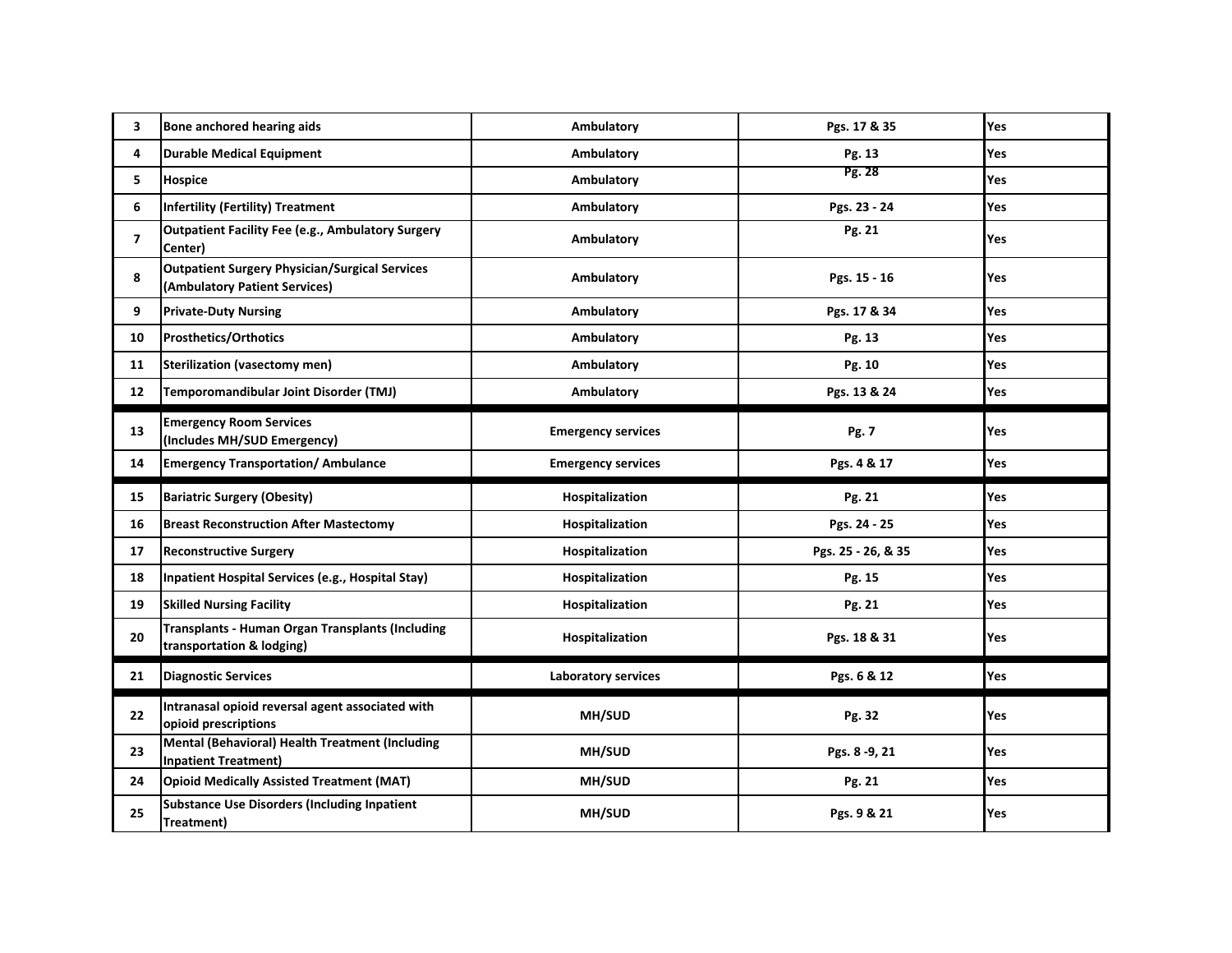| | | | | |
|---|---|---|---|---|
| 3 | **Bone anchored hearing aids** | **Ambulatory** | **Pgs. 17 & 35** | **Yes** |
| 4 | **Durable Medical Equipment** | **Ambulatory** | **Pg. 13** | **Yes** |
| 5 | **Hospice** | **Ambulatory** | **Pg. 28** | **Yes** |
| 6 | **Infertility (Fertility) Treatment** | **Ambulatory** | **Pgs. 23 - 24** | **Yes** |
| 7 | **Outpatient Facility Fee (e.g., Ambulatory Surgery Center)** | **Ambulatory** | **Pg. 21** | **Yes** |
| 8 | **Outpatient Surgery Physician/Surgical Services (Ambulatory Patient Services)** | **Ambulatory** | **Pgs. 15 - 16** | **Yes** |
| 9 | **Private-Duty Nursing** | **Ambulatory** | **Pgs. 17 & 34** | **Yes** |
| 10 | **Prosthetics/Orthotics** | **Ambulatory** | **Pg. 13** | **Yes** |
| 11 | **Sterilization (vasectomy men)** | **Ambulatory** | **Pg. 10** | **Yes** |
| 12 | **Temporomandibular Joint Disorder (TMJ)** | **Ambulatory** | **Pgs. 13 & 24** | **Yes** |
| 13 | **Emergency Room Services (Includes MH/SUD Emergency)** | **Emergency services** | **Pg. 7** | **Yes** |
| 14 | **Emergency Transportation/ Ambulance** | **Emergency services** | **Pgs. 4 & 17** | **Yes** |
| 15 | **Bariatric Surgery (Obesity)** | **Hospitalization** | **Pg. 21** | **Yes** |
| 16 | **Breast Reconstruction After Mastectomy** | **Hospitalization** | **Pgs. 24 - 25** | **Yes** |
| 17 | **Reconstructive Surgery** | **Hospitalization** | **Pgs. 25 - 26, & 35** | **Yes** |
| 18 | **Inpatient Hospital Services (e.g., Hospital Stay)** | **Hospitalization** | **Pg. 15** | **Yes** |
| 19 | **Skilled Nursing Facility** | **Hospitalization** | **Pg. 21** | **Yes** |
| 20 | **Transplants - Human Organ Transplants (Including transportation & lodging)** | **Hospitalization** | **Pgs. 18 & 31** | **Yes** |
| 21 | **Diagnostic Services** | **Laboratory services** | **Pgs. 6 & 12** | **Yes** |
| 22 | **Intranasal opioid reversal agent associated with opioid prescriptions** | **MH/SUD** | **Pg. 32** | **Yes** |
| 23 | **Mental (Behavioral) Health Treatment (Including Inpatient Treatment)** | **MH/SUD** | **Pgs. 8 -9, 21** | **Yes** |
| 24 | **Opioid Medically Assisted Treatment (MAT)** | **MH/SUD** | **Pg. 21** | **Yes** |
| 25 | **Substance Use Disorders (Including Inpatient Treatment)** | **MH/SUD** | **Pgs. 9 & 21** | **Yes** |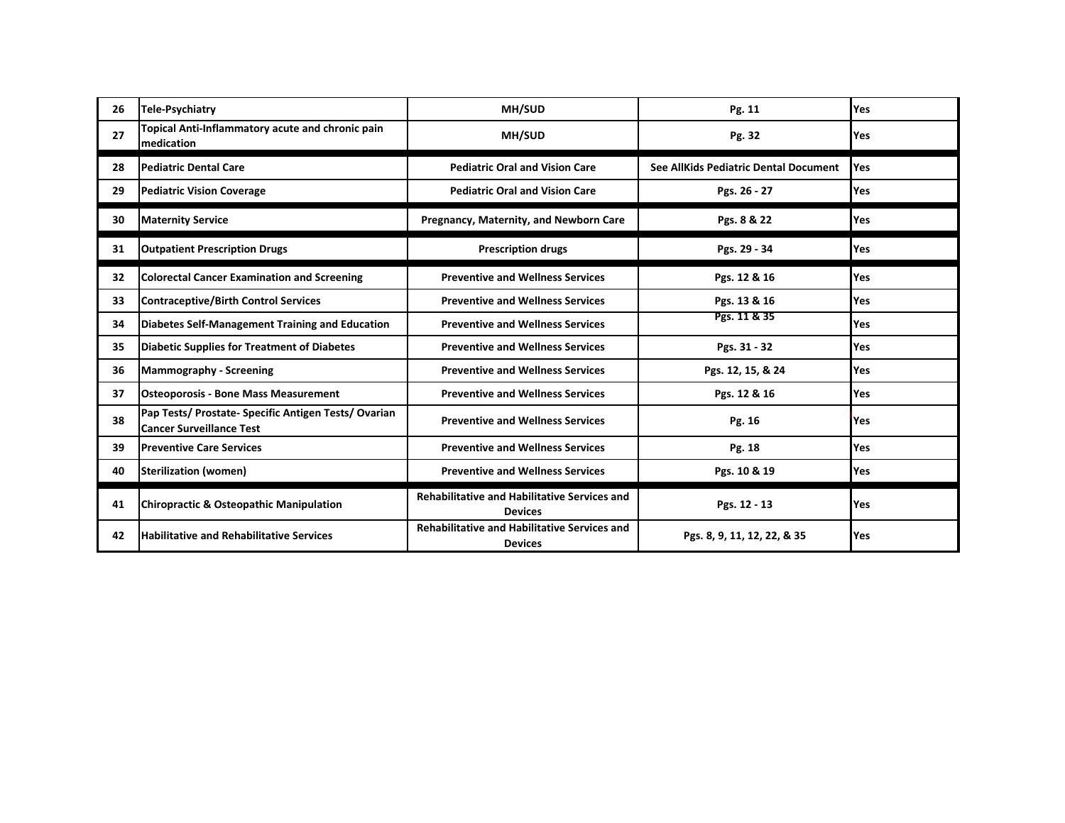| | | | | |
|---|---|---|---|---|
| 26 | Tele-Psychiatry | MH/SUD | Pg. 11 | Yes |
| 27 | Topical Anti-Inflammatory acute and chronic pain medication | MH/SUD | Pg. 32 | Yes |
| 28 | Pediatric Dental Care | Pediatric Oral and Vision Care | See AllKids Pediatric Dental Document | Yes |
| 29 | Pediatric Vision Coverage | Pediatric Oral and Vision Care | Pgs. 26 - 27 | Yes |
| 30 | Maternity Service | Pregnancy, Maternity, and Newborn Care | Pgs. 8 & 22 | Yes |
| 31 | Outpatient Prescription Drugs | Prescription drugs | Pgs. 29 - 34 | Yes |
| 32 | Colorectal Cancer Examination and Screening | Preventive and Wellness Services | Pgs. 12 & 16 | Yes |
| 33 | Contraceptive/Birth Control Services | Preventive and Wellness Services | Pgs. 13 & 16 | Yes |
| 34 | Diabetes Self-Management Training and Education | Preventive and Wellness Services | Pgs. 11 & 35 | Yes |
| 35 | Diabetic Supplies for Treatment of Diabetes | Preventive and Wellness Services | Pgs. 31 - 32 | Yes |
| 36 | Mammography - Screening | Preventive and Wellness Services | Pgs. 12, 15, & 24 | Yes |
| 37 | Osteoporosis - Bone Mass Measurement | Preventive and Wellness Services | Pgs. 12 & 16 | Yes |
| 38 | Pap Tests/ Prostate- Specific Antigen Tests/ Ovarian Cancer Surveillance Test | Preventive and Wellness Services | Pg. 16 | Yes |
| 39 | Preventive Care Services | Preventive and Wellness Services | Pg. 18 | Yes |
| 40 | Sterilization (women) | Preventive and Wellness Services | Pgs. 10 & 19 | Yes |
| 41 | Chiropractic & Osteopathic Manipulation | Rehabilitative and Habilitative Services and Devices | Pgs. 12 - 13 | Yes |
| 42 | Habilitative and Rehabilitative Services | Rehabilitative and Habilitative Services and Devices | Pgs. 8, 9, 11, 12, 22, & 35 | Yes |